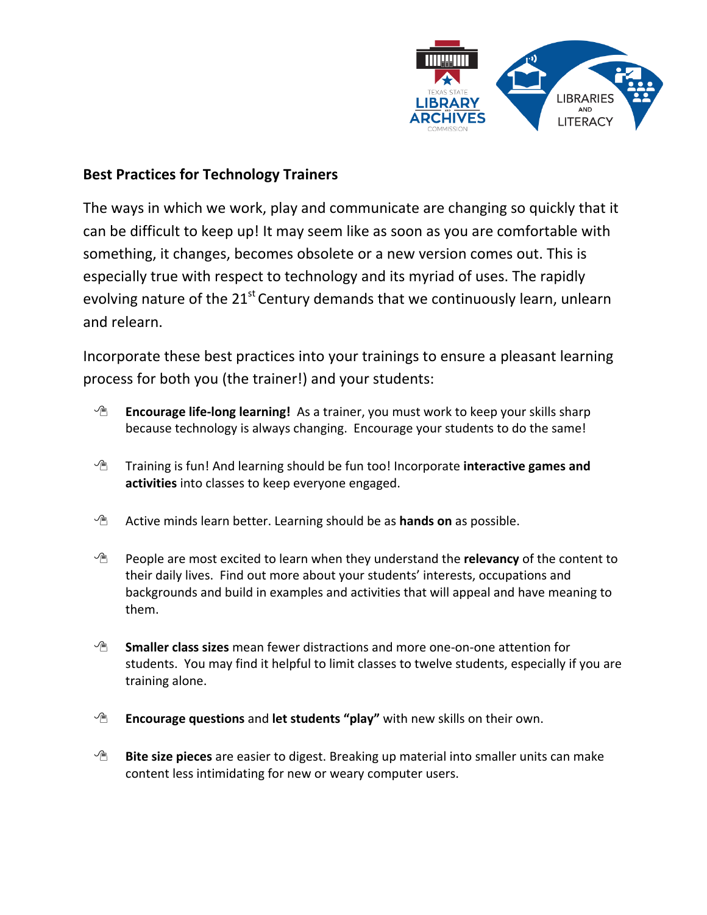## Best Practices for Technology Trainers

The ways in which we work, play and communicate are changing so quickly that it can be difficult to keep up! It may seem like as soon as you are comfortable with something, it changes, becomes obsolete or a new version comes out. This is especially true with respect to technology and its myriad of uses. The rapidly evolving nature of the 21st Century demands that we continuously learn, unlearn and relearn.

Incorporate these best practices into your trainings to ensure a pleasant learning process for both you (the trainer!) and your students:

- **Encourage life-long learning!** As a trainer, you must work to keep your skills sharp because technology is always changing. Encourage your students to do the same!
- Training is fun! And learning should be fun too! Incorporate **interactive games and activities** into classes to keep everyone engaged.
- Active minds learn better. Learning should be as **hands on** as possible.
- People are most excited to learn when they understand the **relevancy** of the content to their daily lives. Find out more about your students' interests, occupations and backgrounds and build in examples and activities that will appeal and have meaning to them.
- **Smaller class sizes** mean fewer distractions and more one-on-one attention for students. You may find it helpful to limit classes to twelve students, especially if you are training alone.
- **Encourage questions** and **let students "play"** with new skills on their own.
- **Bite size pieces** are easier to digest. Breaking up material into smaller units can make content less intimidating for new or weary computer users.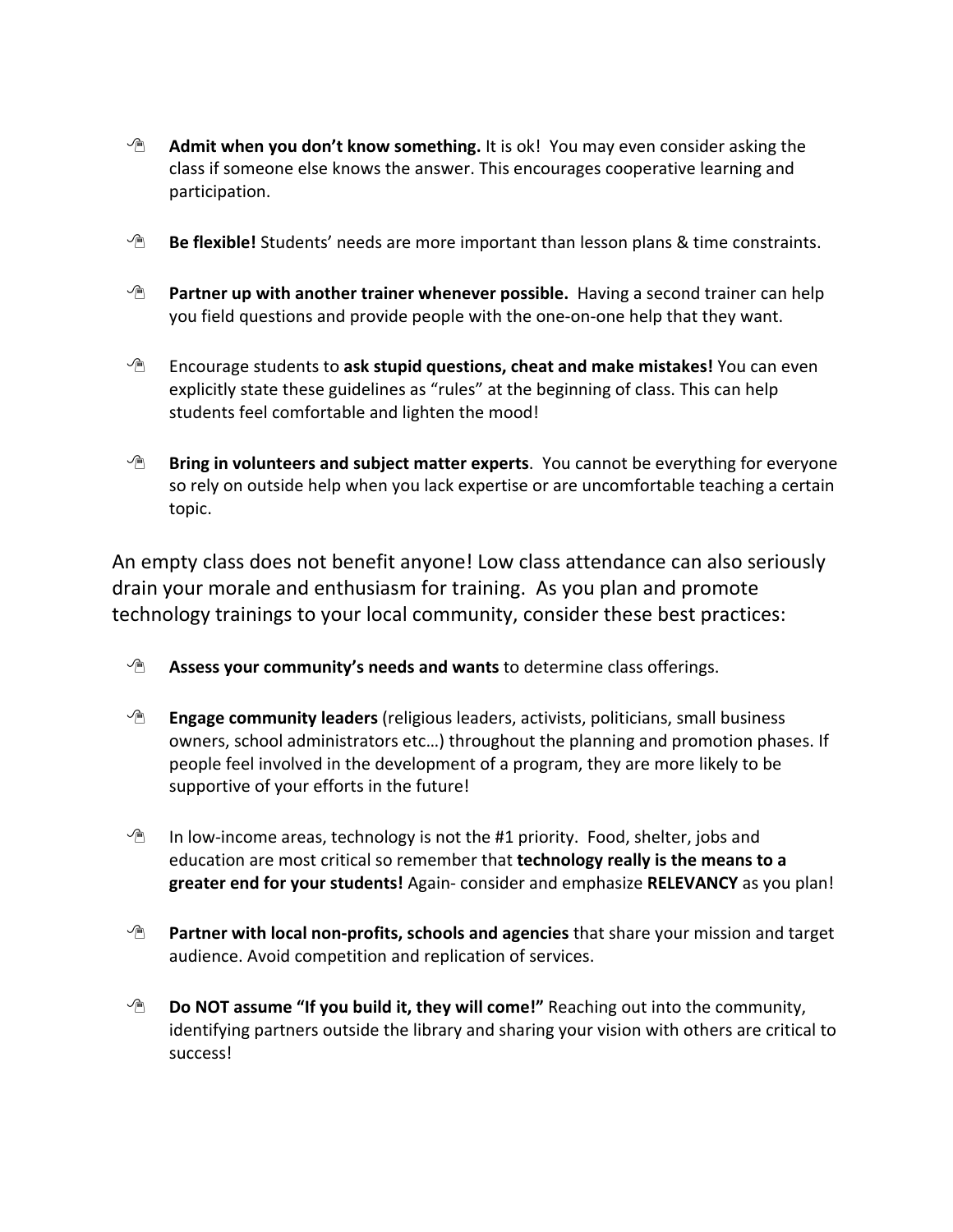- **Admit when you don't know something.** It is ok! You may even consider asking the class if someone else knows the answer. This encourages cooperative learning and participation.

- **Be flexible!** Students' needs are more important than lesson plans & time constraints.

- **Partner up with another trainer whenever possible.** Having a second trainer can help you field questions and provide people with the one-on-one help that they want.

- Encourage students to **ask stupid questions, cheat and make mistakes!** You can even explicitly state these guidelines as "rules" at the beginning of class. This can help students feel comfortable and lighten the mood!

- **Bring in volunteers and subject matter experts**. You cannot be everything for everyone so rely on outside help when you lack expertise or are uncomfortable teaching a certain topic.

An empty class does not benefit anyone! Low class attendance can also seriously drain your morale and enthusiasm for training. As you plan and promote technology trainings to your local community, consider these best practices:

- **Assess your community's needs and wants** to determine class offerings.

- **Engage community leaders** (religious leaders, activists, politicians, small business owners, school administrators etc…) throughout the planning and promotion phases. If people feel involved in the development of a program, they are more likely to be supportive of your efforts in the future!

- In low-income areas, technology is not the #1 priority. Food, shelter, jobs and education are most critical so remember that **technology really is the means to a greater end for your students!** Again- consider and emphasize **RELEVANCY** as you plan!

- **Partner with local non-profits, schools and agencies** that share your mission and target audience. Avoid competition and replication of services.

- **Do NOT assume "If you build it, they will come!"** Reaching out into the community, identifying partners outside the library and sharing your vision with others are critical to success!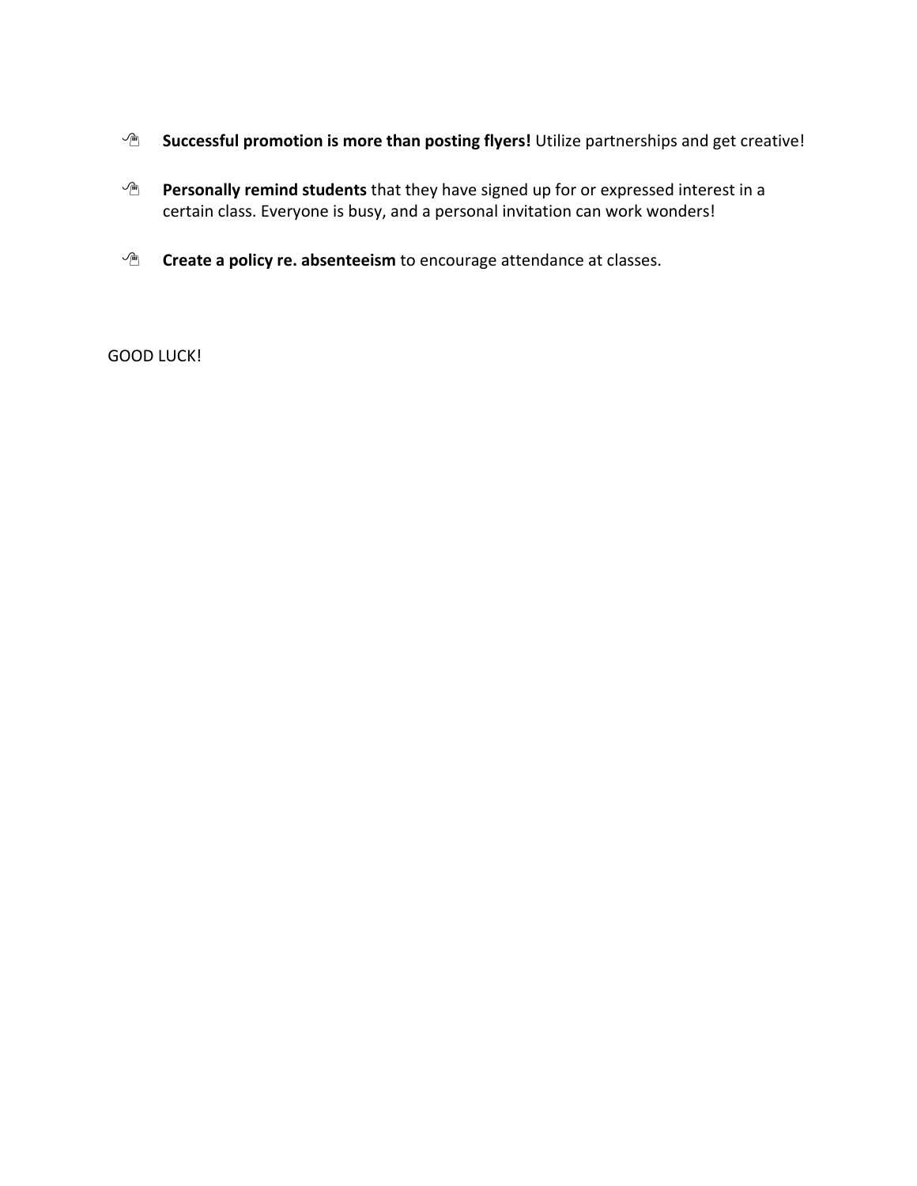- **Successful promotion is more than posting flyers!** Utilize partnerships and get creative!
- **Personally remind students** that they have signed up for or expressed interest in a certain class. Everyone is busy, and a personal invitation can work wonders!
- **Create a policy re. absenteeism** to encourage attendance at classes.

GOOD LUCK!